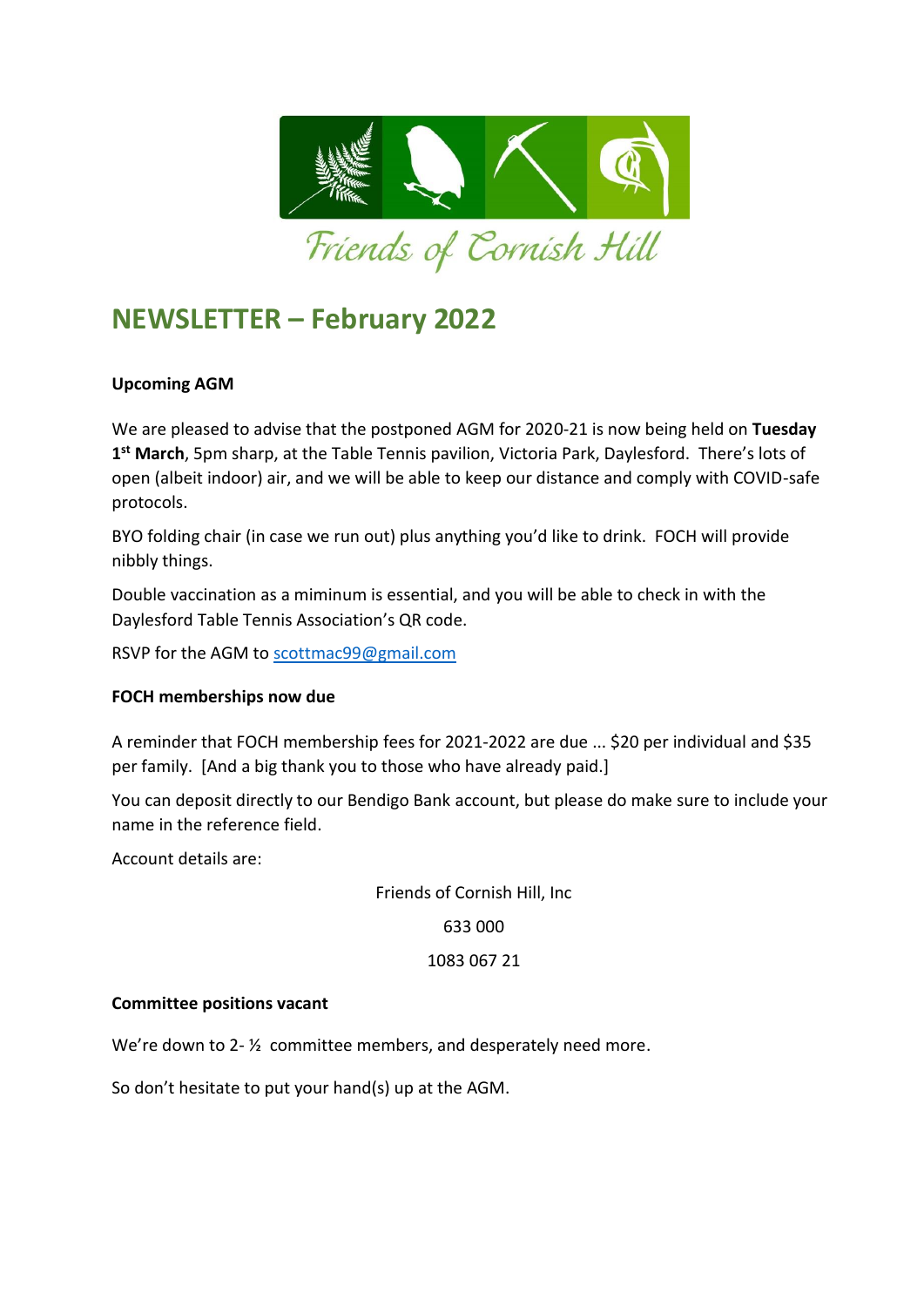Friends of Cornish Hill

# NEWSLETTER – February 2022

**Upcoming AGM**

We are pleased to advise that the postponed AGM for 2020-21 is now being held on **Tuesday 1st March**, 5pm sharp, at the Table Tennis pavilion, Victoria Park, Daylesford. There's lots of open (albeit indoor) air, and we will be able to keep our distance and comply with COVID-safe protocols.

BYO folding chair (in case we run out) plus anything you'd like to drink. FOCH will provide nibbly things.

Double vaccination as a miminum is essential, and you will be able to check in with the Daylesford Table Tennis Association's QR code.

RSVP for the AGM to scottmac99@gmail.com

**FOCH memberships now due**

A reminder that FOCH membership fees for 2021-2022 are due ... $20 per individual and $35 per family. [And a big thank you to those who have already paid.]

You can deposit directly to our Bendigo Bank account, but please do make sure to include your name in the reference field.

Account details are:

Friends of Cornish Hill, Inc

633 000

1083 067 21

**Committee positions vacant**

We're down to 2- ½ committee members, and desperately need more.

So don't hesitate to put your hand(s) up at the AGM.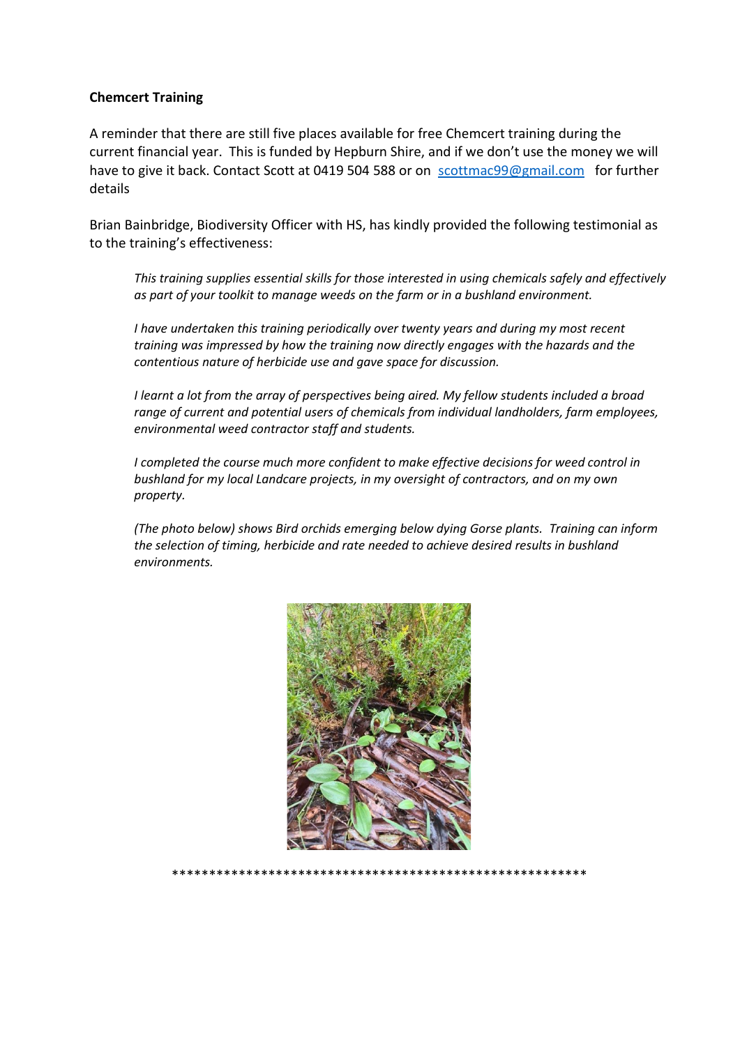**Chemcert Training**

A reminder that there are still five places available for free Chemcert training during the current financial year. This is funded by Hepburn Shire, and if we don't use the money we will have to give it back. Contact Scott at 0419 504 588 or on [scottmac99@gmail.com](mailto:scottmac99@gmail.com) for further details

Brian Bainbridge, Biodiversity Officer with HS, has kindly provided the following testimonial as to the training's effectiveness:

> *This training supplies essential skills for those interested in using chemicals safely and effectively as part of your toolkit to manage weeds on the farm or in a bushland environment.*
>
> *I have undertaken this training periodically over twenty years and during my most recent training was impressed by how the training now directly engages with the hazards and the contentious nature of herbicide use and gave space for discussion.*
>
> *I learnt a lot from the array of perspectives being aired. My fellow students included a broad range of current and potential users of chemicals from individual landholders, farm employees, environmental weed contractor staff and students.*
>
> *I completed the course much more confident to make effective decisions for weed control in bushland for my local Landcare projects, in my oversight of contractors, and on my own property.*
>
> *(The photo below) shows Bird orchids emerging below dying Gorse plants. Training can inform the selection of timing, herbicide and rate needed to achieve desired results in bushland environments.*

**********************************************************